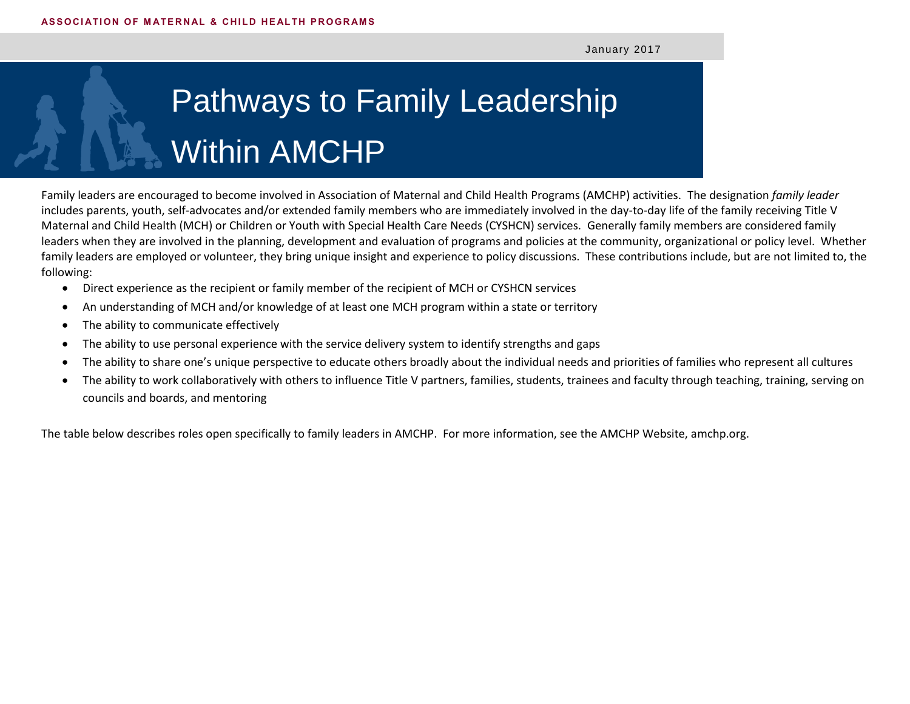January 2017

# Pathways to Family Leadership Within AMCHP

Family leaders are encouraged to become involved in Association of Maternal and Child Health Programs (AMCHP) activities. The designation *family leader* includes parents, youth, self-advocates and/or extended family members who are immediately involved in the day-to-day life of the family receiving Title V Maternal and Child Health (MCH) or Children or Youth with Special Health Care Needs (CYSHCN) services. Generally family members are considered family leaders when they are involved in the planning, development and evaluation of programs and policies at the community, organizational or policy level. Whether family leaders are employed or volunteer, they bring unique insight and experience to policy discussions. These contributions include, but are not limited to, the following:

- Direct experience as the recipient or family member of the recipient of MCH or CYSHCN services
- An understanding of MCH and/or knowledge of at least one MCH program within a state or territory
- The ability to communicate effectively
- The ability to use personal experience with the service delivery system to identify strengths and gaps
- The ability to share one's unique perspective to educate others broadly about the individual needs and priorities of families who represent all cultures
- The ability to work collaboratively with others to influence Title V partners, families, students, trainees and faculty through teaching, training, serving on councils and boards, and mentoring

The table below describes roles open specifically to family leaders in AMCHP. For more information, see the AMCHP Website, amchp.org.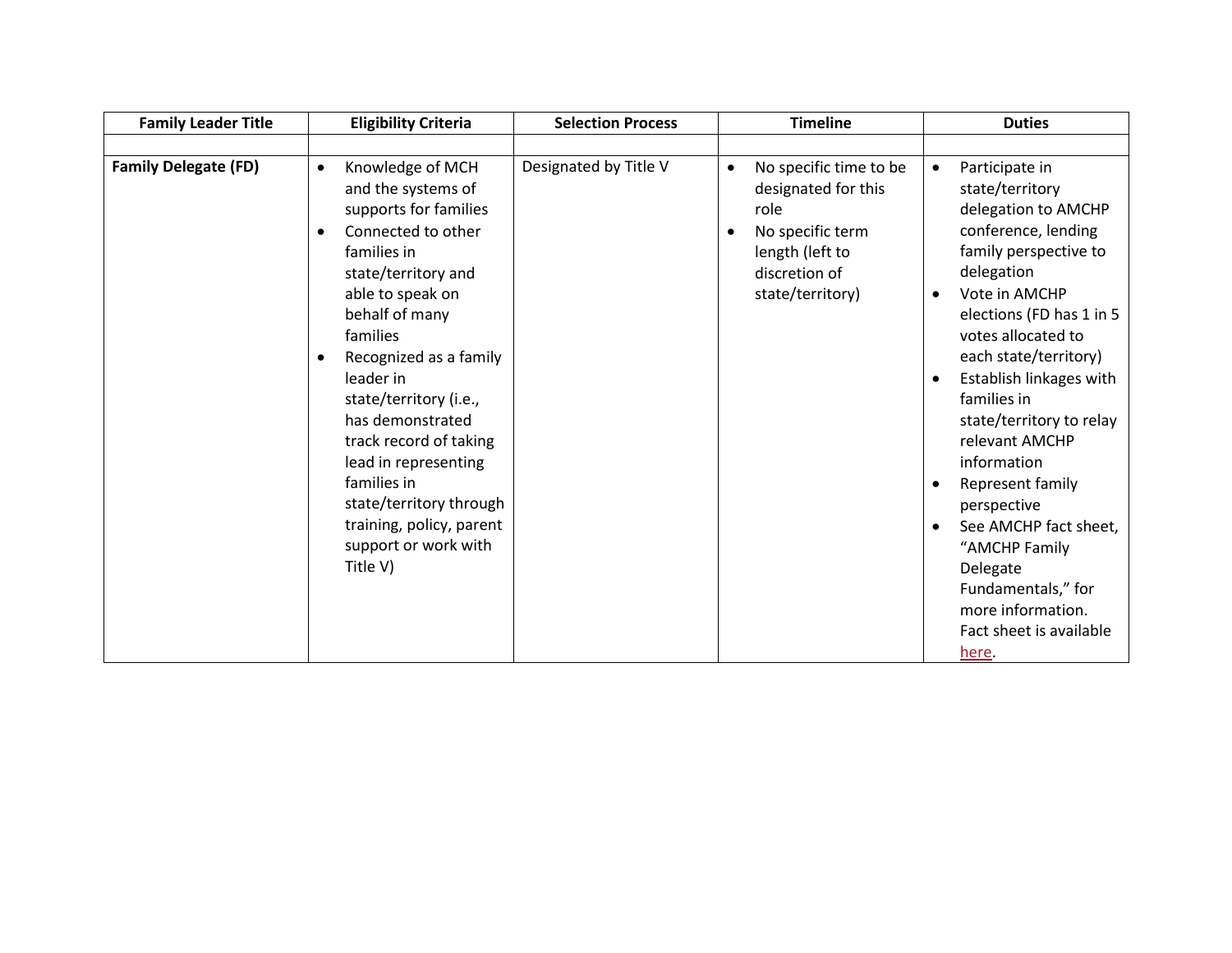| Family Leader Title | Eligibility Criteria | Selection Process | Timeline | Duties |
|---|---|---|---|---|
| | | | | |
| **Family Delegate (FD)** | • Knowledge of MCH and the systems of supports for families<br>• Connected to other families in state/territory and able to speak on behalf of many families<br>• Recognized as a family leader in state/territory (i.e., has demonstrated track record of taking lead in representing families in state/territory through training, policy, parent support or work with Title V) | Designated by Title V | • No specific time to be designated for this role<br>• No specific term length (left to discretion of state/territory) | • Participate in state/territory delegation to AMCHP conference, lending family perspective to delegation<br>• Vote in AMCHP elections (FD has 1 in 5 votes allocated to each state/territory)<br>• Establish linkages with families in state/territory to relay relevant AMCHP information<br>• Represent family perspective<br>• See AMCHP fact sheet, "AMCHP Family Delegate Fundamentals," for more information. Fact sheet is available here. |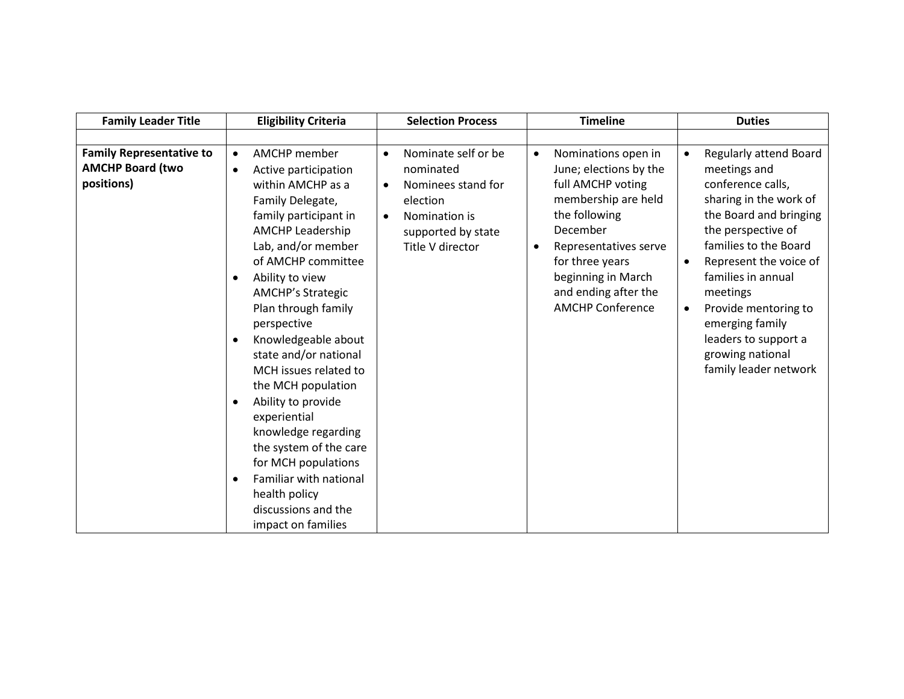| Family Leader Title | Eligibility Criteria | Selection Process | Timeline | Duties |
| --- | --- | --- | --- | --- |
| | | | | |
| **Family Representative to AMCHP Board (two positions)** | • AMCHP member<br>• Active participation within AMCHP as a Family Delegate, family participant in AMCHP Leadership Lab, and/or member of AMCHP committee<br>• Ability to view AMCHP's Strategic Plan through family perspective<br>• Knowledgeable about state and/or national MCH issues related to the MCH population<br>• Ability to provide experiential knowledge regarding the system of the care for MCH populations<br>• Familiar with national health policy discussions and the impact on families | • Nominate self or be nominated<br>• Nominees stand for election<br>• Nomination is supported by state Title V director | • Nominations open in June; elections by the full AMCHP voting membership are held the following December<br>• Representatives serve for three years beginning in March and ending after the AMCHP Conference | • Regularly attend Board meetings and conference calls, sharing in the work of the Board and bringing the perspective of families to the Board<br>• Represent the voice of families in annual meetings<br>• Provide mentoring to emerging family leaders to support a growing national family leader network |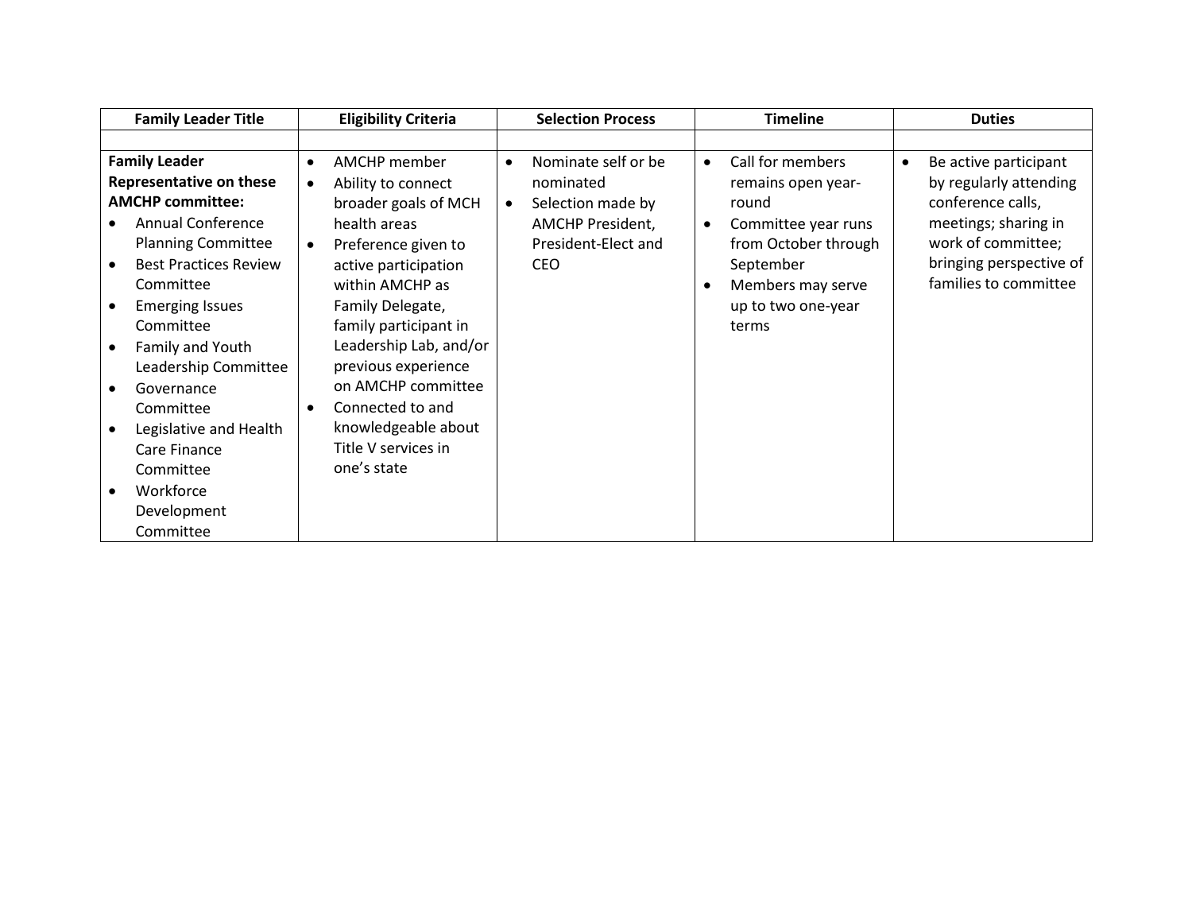| Family Leader Title | Eligibility Criteria | Selection Process | Timeline | Duties |
|---|---|---|---|---|
| | | | | |
| **Family Leader Representative on these AMCHP committee:**<br>• Annual Conference Planning Committee<br>• Best Practices Review Committee<br>• Emerging Issues Committee<br>• Family and Youth Leadership Committee<br>• Governance Committee<br>• Legislative and Health Care Finance Committee<br>• Workforce Development Committee | • AMCHP member<br>• Ability to connect broader goals of MCH health areas<br>• Preference given to active participation within AMCHP as Family Delegate, family participant in Leadership Lab, and/or previous experience on AMCHP committee<br>• Connected to and knowledgeable about Title V services in one's state | • Nominate self or be nominated<br>• Selection made by AMCHP President, President-Elect and CEO | • Call for members remains open year-round<br>• Committee year runs from October through September<br>• Members may serve up to two one-year terms | • Be active participant by regularly attending conference calls, meetings; sharing in work of committee; bringing perspective of families to committee |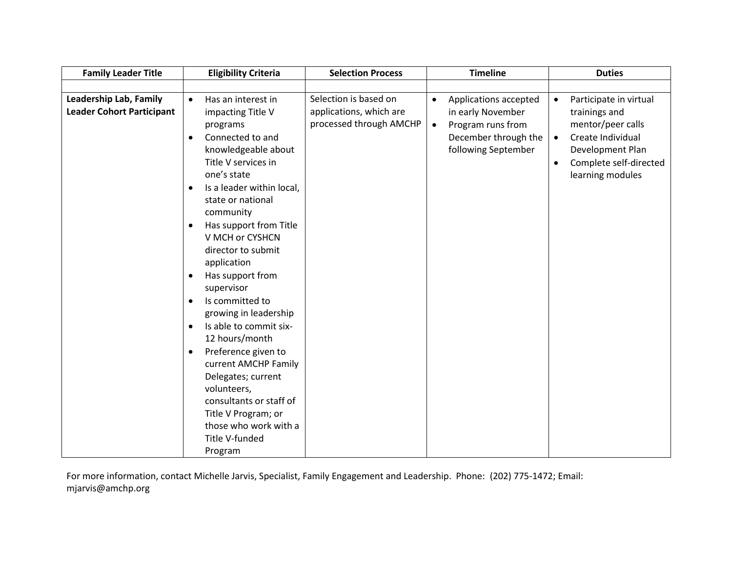| Family Leader Title | Eligibility Criteria | Selection Process | Timeline | Duties |
|---|---|---|---|---|
| | | | | |
| **Leadership Lab, Family Leader Cohort Participant** | • Has an interest in impacting Title V programs<br>• Connected to and knowledgeable about Title V services in one's state<br>• Is a leader within local, state or national community<br>• Has support from Title V MCH or CYSHCN director to submit application<br>• Has support from supervisor<br>• Is committed to growing in leadership<br>• Is able to commit six-12 hours/month<br>• Preference given to current AMCHP Family Delegates; current volunteers, consultants or staff of Title V Program; or those who work with a Title V-funded Program | Selection is based on applications, which are processed through AMCHP | • Applications accepted in early November<br>• Program runs from December through the following September | • Participate in virtual trainings and mentor/peer calls<br>• Create Individual Development Plan<br>• Complete self-directed learning modules |

For more information, contact Michelle Jarvis, Specialist, Family Engagement and Leadership. Phone: (202) 775-1472; Email: mjarvis@amchp.org